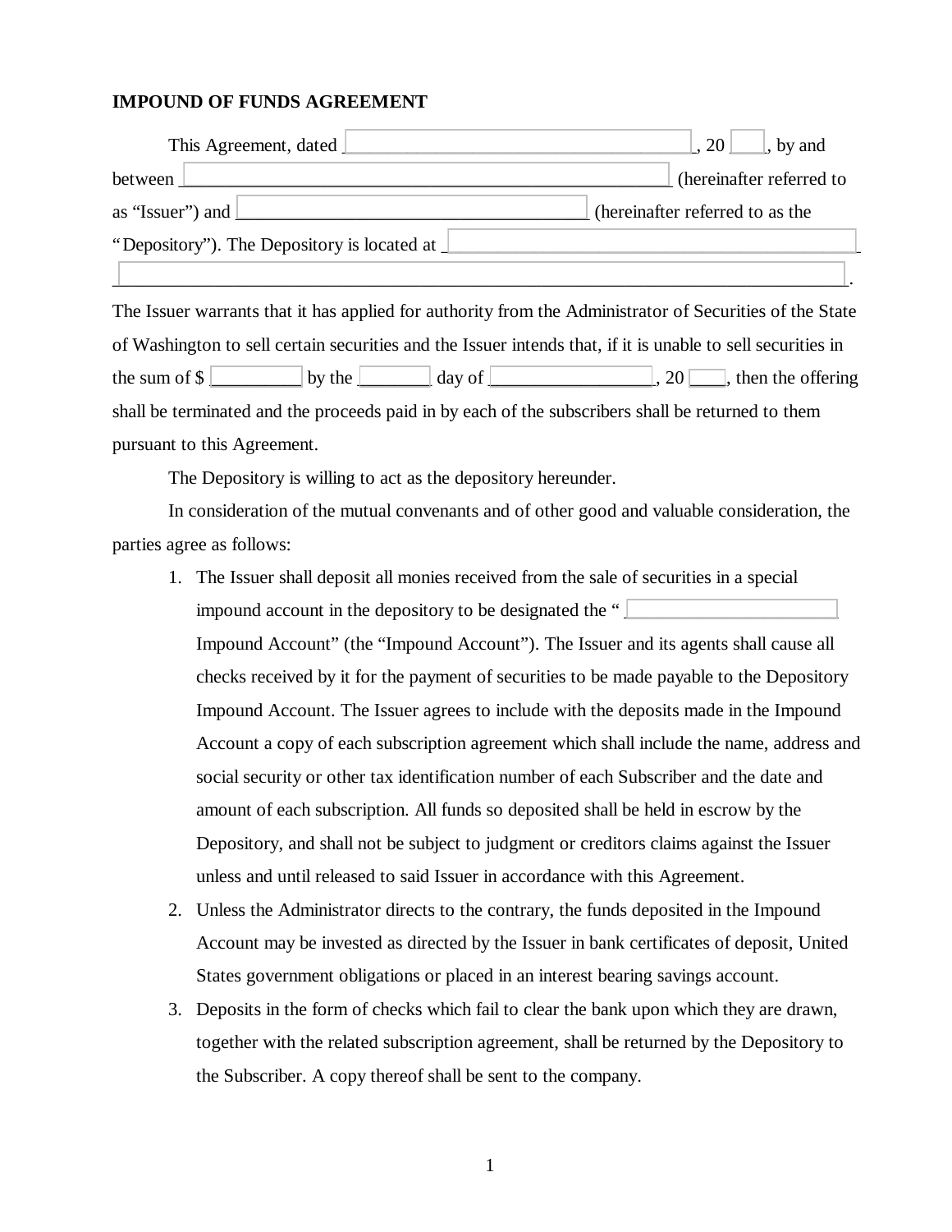**IMPOUND OF FUNDS AGREEMENT**

This Agreement, dated ______________________________________, 20 ___, by and between ______________________________________________________ (hereinafter referred to as "Issuer") and ______________________________________ (hereinafter referred to as the "Depository"). The Depository is located at _____________________________________________ _______________________________________________________________________________.

The Issuer warrants that it has applied for authority from the Administrator of Securities of the State of Washington to sell certain securities and the Issuer intends that, if it is unable to sell securities in the sum of $ __________ by the ________ day of _________________, 20 ____, then the offering shall be terminated and the proceeds paid in by each of the subscribers shall be returned to them pursuant to this Agreement.

The Depository is willing to act as the depository hereunder.

In consideration of the mutual convenants and of other good and valuable consideration, the parties agree as follows:

1. The Issuer shall deposit all monies received from the sale of securities in a special impound account in the depository to be designated the " ______________________ Impound Account" (the "Impound Account"). The Issuer and its agents shall cause all checks received by it for the payment of securities to be made payable to the Depository Impound Account. The Issuer agrees to include with the deposits made in the Impound Account a copy of each subscription agreement which shall include the name, address and social security or other tax identification number of each Subscriber and the date and amount of each subscription. All funds so deposited shall be held in escrow by the Depository, and shall not be subject to judgment or creditors claims against the Issuer unless and until released to said Issuer in accordance with this Agreement.
2. Unless the Administrator directs to the contrary, the funds deposited in the Impound Account may be invested as directed by the Issuer in bank certificates of deposit, United States government obligations or placed in an interest bearing savings account.
3. Deposits in the form of checks which fail to clear the bank upon which they are drawn, together with the related subscription agreement, shall be returned by the Depository to the Subscriber. A copy thereof shall be sent to the company.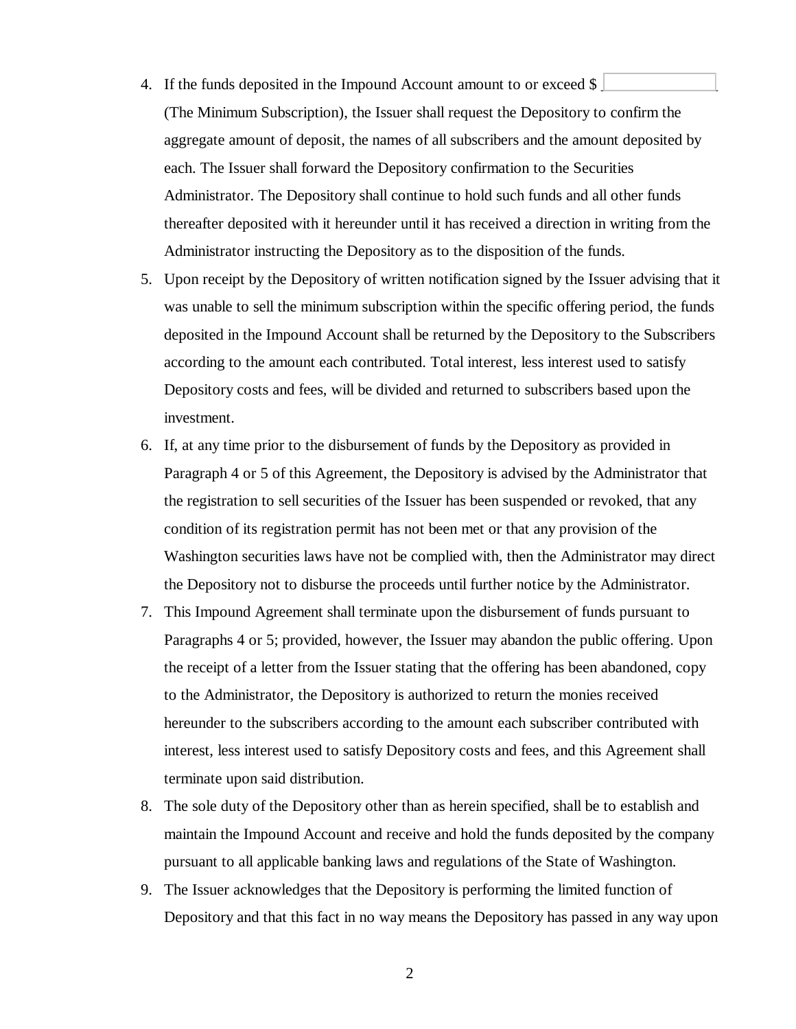4. If the funds deposited in the Impound Account amount to or exceed $ \_\_\_\_\_\_\_\_\_\_ (The Minimum Subscription), the Issuer shall request the Depository to confirm the aggregate amount of deposit, the names of all subscribers and the amount deposited by each. The Issuer shall forward the Depository confirmation to the Securities Administrator. The Depository shall continue to hold such funds and all other funds thereafter deposited with it hereunder until it has received a direction in writing from the Administrator instructing the Depository as to the disposition of the funds.
5. Upon receipt by the Depository of written notification signed by the Issuer advising that it was unable to sell the minimum subscription within the specific offering period, the funds deposited in the Impound Account shall be returned by the Depository to the Subscribers according to the amount each contributed. Total interest, less interest used to satisfy Depository costs and fees, will be divided and returned to subscribers based upon the investment.
6. If, at any time prior to the disbursement of funds by the Depository as provided in Paragraph 4 or 5 of this Agreement, the Depository is advised by the Administrator that the registration to sell securities of the Issuer has been suspended or revoked, that any condition of its registration permit has not been met or that any provision of the Washington securities laws have not be complied with, then the Administrator may direct the Depository not to disburse the proceeds until further notice by the Administrator.
7. This Impound Agreement shall terminate upon the disbursement of funds pursuant to Paragraphs 4 or 5; provided, however, the Issuer may abandon the public offering. Upon the receipt of a letter from the Issuer stating that the offering has been abandoned, copy to the Administrator, the Depository is authorized to return the monies received hereunder to the subscribers according to the amount each subscriber contributed with interest, less interest used to satisfy Depository costs and fees, and this Agreement shall terminate upon said distribution.
8. The sole duty of the Depository other than as herein specified, shall be to establish and maintain the Impound Account and receive and hold the funds deposited by the company pursuant to all applicable banking laws and regulations of the State of Washington.
9. The Issuer acknowledges that the Depository is performing the limited function of Depository and that this fact in no way means the Depository has passed in any way upon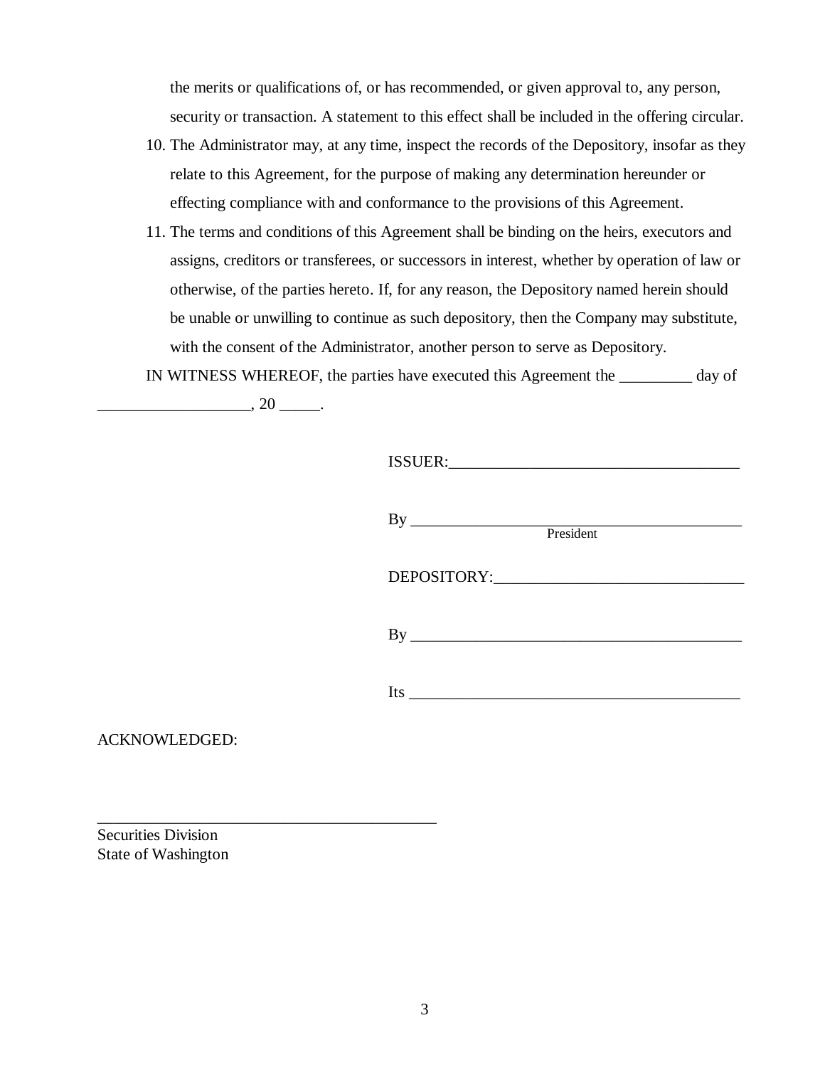the merits or qualifications of, or has recommended, or given approval to, any person, security or transaction. A statement to this effect shall be included in the offering circular.

10. The Administrator may, at any time, inspect the records of the Depository, insofar as they relate to this Agreement, for the purpose of making any determination hereunder or effecting compliance with and conformance to the provisions of this Agreement.
11. The terms and conditions of this Agreement shall be binding on the heirs, executors and assigns, creditors or transferees, or successors in interest, whether by operation of law or otherwise, of the parties hereto. If, for any reason, the Depository named herein should be unable or unwilling to continue as such depository, then the Company may substitute, with the consent of the Administrator, another person to serve as Depository.

IN WITNESS WHEREOF, the parties have executed this Agreement the _________ day of ___________________, 20 _____.

ISSUER:____________________________________

By __________________________________________
President

DEPOSITORY:_______________________________

By __________________________________________

Its __________________________________________

ACKNOWLEDGED:

___________________________________________
Securities Division
State of Washington